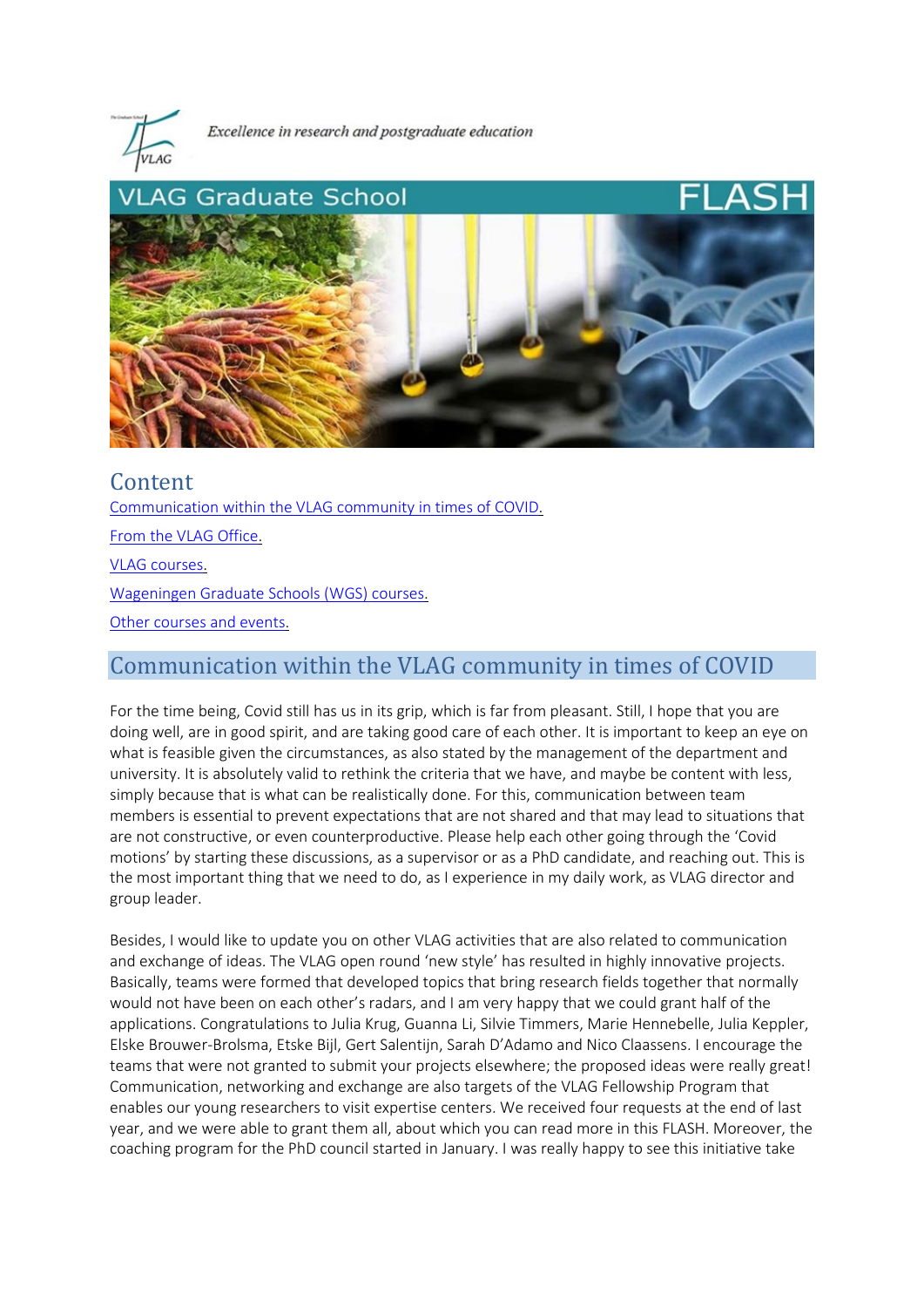*Excellence in research and postgraduate education*

# VLAG Graduate School FLASH

## Content

[Communication within the VLAG community in times of COVID.](#)

[From the VLAG Office.](#)

[VLAG courses.](#)

[Wageningen Graduate Schools (WGS) courses.](#)

[Other courses and events.](#)

## Communication within the VLAG community in times of COVID

For the time being, Covid still has us in its grip, which is far from pleasant. Still, I hope that you are doing well, are in good spirit, and are taking good care of each other. It is important to keep an eye on what is feasible given the circumstances, as also stated by the management of the department and university. It is absolutely valid to rethink the criteria that we have, and maybe be content with less, simply because that is what can be realistically done. For this, communication between team members is essential to prevent expectations that are not shared and that may lead to situations that are not constructive, or even counterproductive. Please help each other going through the 'Covid motions' by starting these discussions, as a supervisor or as a PhD candidate, and reaching out. This is the most important thing that we need to do, as I experience in my daily work, as VLAG director and group leader.

Besides, I would like to update you on other VLAG activities that are also related to communication and exchange of ideas. The VLAG open round 'new style' has resulted in highly innovative projects. Basically, teams were formed that developed topics that bring research fields together that normally would not have been on each other's radars, and I am very happy that we could grant half of the applications. Congratulations to Julia Krug, Guanna Li, Silvie Timmers, Marie Hennebelle, Julia Keppler, Elske Brouwer-Brolsma, Etske Bijl, Gert Salentijn, Sarah D'Adamo and Nico Claassens. I encourage the teams that were not granted to submit your projects elsewhere; the proposed ideas were really great! Communication, networking and exchange are also targets of the VLAG Fellowship Program that enables our young researchers to visit expertise centers. We received four requests at the end of last year, and we were able to grant them all, about which you can read more in this FLASH. Moreover, the coaching program for the PhD council started in January. I was really happy to see this initiative take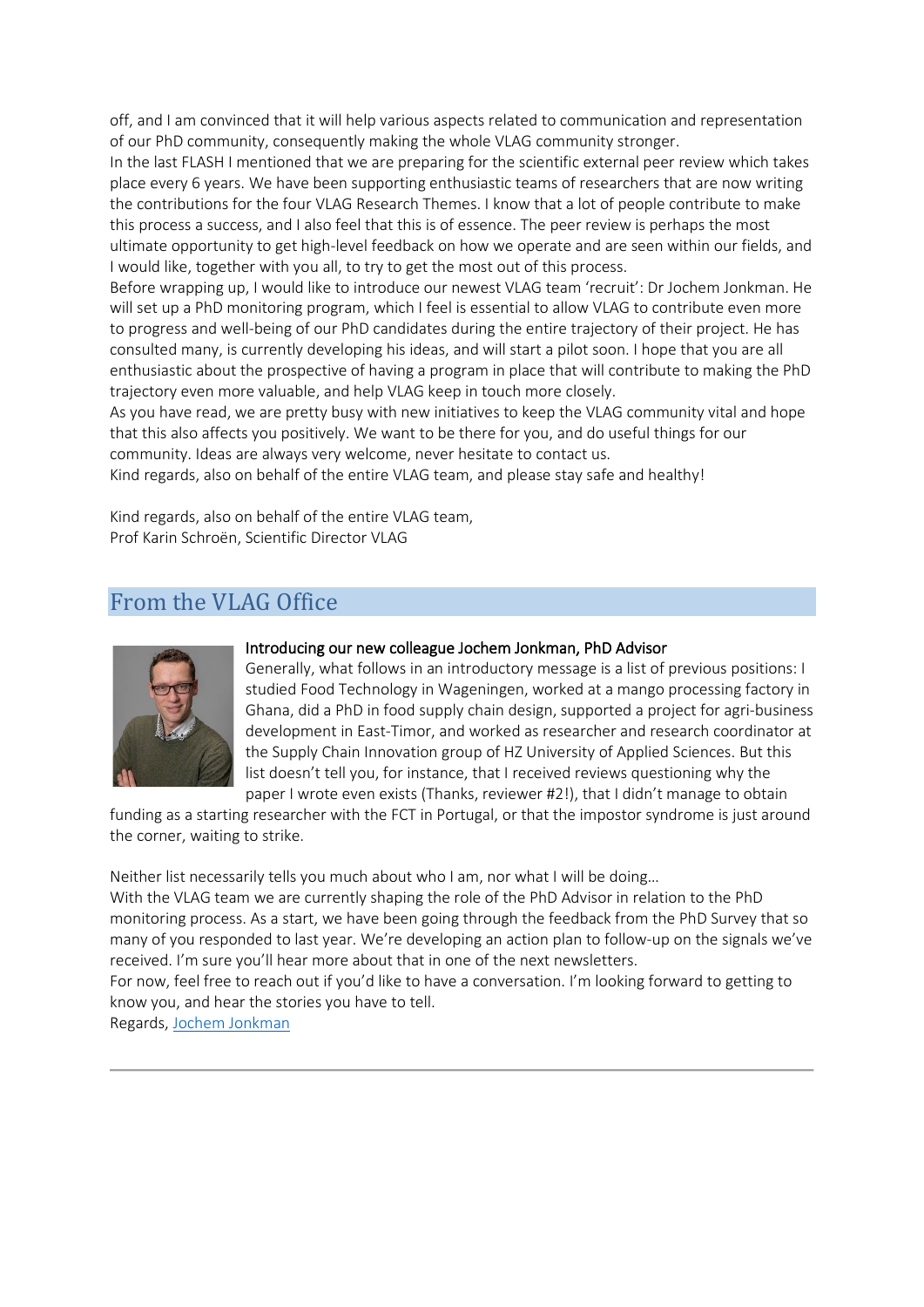off, and I am convinced that it will help various aspects related to communication and representation of our PhD community, consequently making the whole VLAG community stronger.

In the last FLASH I mentioned that we are preparing for the scientific external peer review which takes place every 6 years. We have been supporting enthusiastic teams of researchers that are now writing the contributions for the four VLAG Research Themes. I know that a lot of people contribute to make this process a success, and I also feel that this is of essence. The peer review is perhaps the most ultimate opportunity to get high-level feedback on how we operate and are seen within our fields, and I would like, together with you all, to try to get the most out of this process.

Before wrapping up, I would like to introduce our newest VLAG team 'recruit': Dr Jochem Jonkman. He will set up a PhD monitoring program, which I feel is essential to allow VLAG to contribute even more to progress and well-being of our PhD candidates during the entire trajectory of their project. He has consulted many, is currently developing his ideas, and will start a pilot soon. I hope that you are all enthusiastic about the prospective of having a program in place that will contribute to making the PhD trajectory even more valuable, and help VLAG keep in touch more closely.

As you have read, we are pretty busy with new initiatives to keep the VLAG community vital and hope that this also affects you positively. We want to be there for you, and do useful things for our community. Ideas are always very welcome, never hesitate to contact us.

Kind regards, also on behalf of the entire VLAG team, and please stay safe and healthy!

Kind regards, also on behalf of the entire VLAG team,
Prof Karin Schroën, Scientific Director VLAG

## From the VLAG Office

### Introducing our new colleague Jochem Jonkman, PhD Advisor

Generally, what follows in an introductory message is a list of previous positions: I studied Food Technology in Wageningen, worked at a mango processing factory in Ghana, did a PhD in food supply chain design, supported a project for agri-business development in East-Timor, and worked as researcher and research coordinator at the Supply Chain Innovation group of HZ University of Applied Sciences. But this list doesn't tell you, for instance, that I received reviews questioning why the paper I wrote even exists (Thanks, reviewer #2!), that I didn't manage to obtain funding as a starting researcher with the FCT in Portugal, or that the impostor syndrome is just around the corner, waiting to strike.

Neither list necessarily tells you much about who I am, nor what I will be doing…

With the VLAG team we are currently shaping the role of the PhD Advisor in relation to the PhD monitoring process. As a start, we have been going through the feedback from the PhD Survey that so many of you responded to last year. We're developing an action plan to follow-up on the signals we've received. I'm sure you'll hear more about that in one of the next newsletters.

For now, feel free to reach out if you'd like to have a conversation. I'm looking forward to getting to know you, and hear the stories you have to tell.

Regards, Jochem Jonkman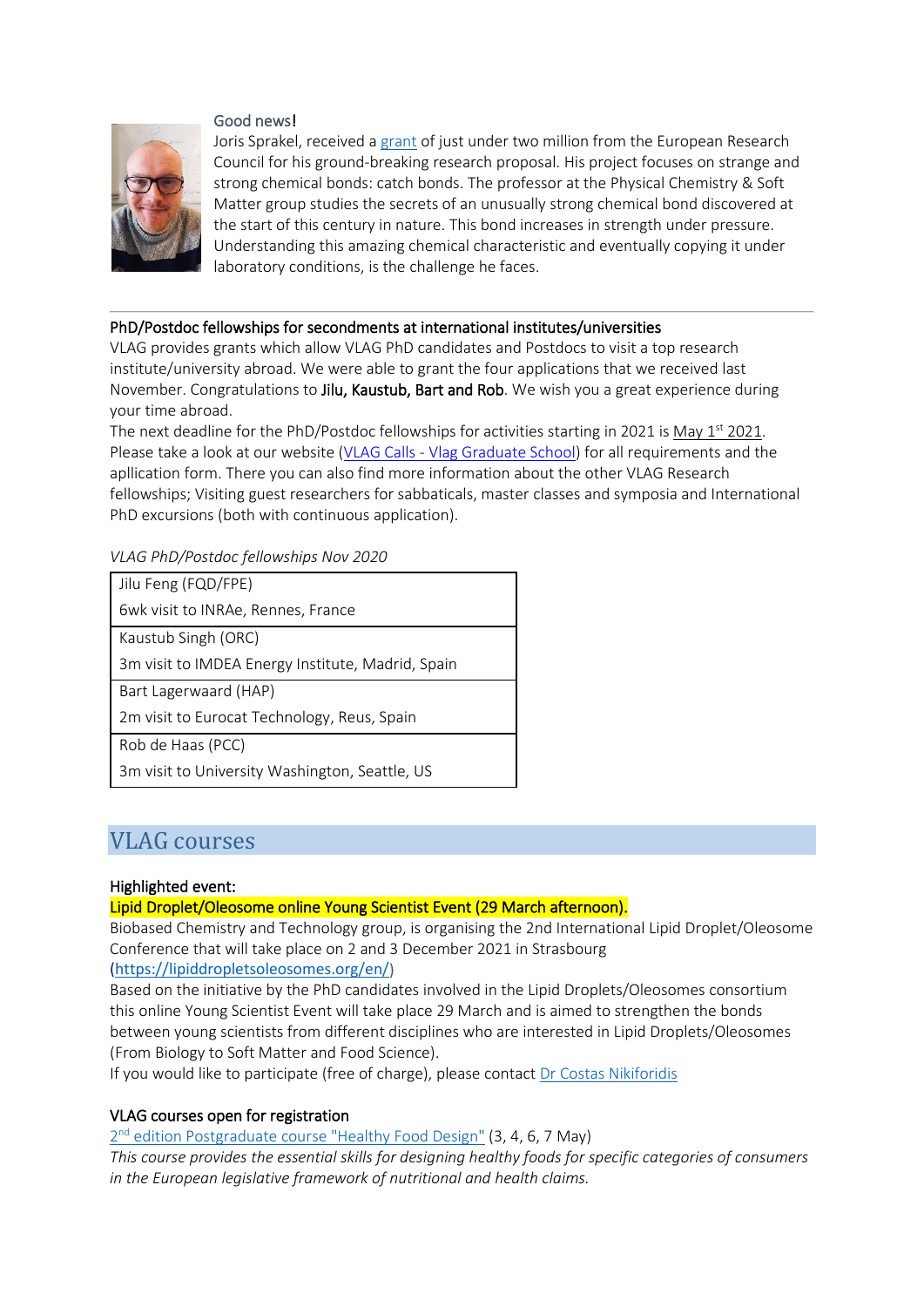Good news!

Joris Sprakel, received a grant of just under two million from the European Research Council for his ground-breaking research proposal. His project focuses on strange and strong chemical bonds: catch bonds. The professor at the Physical Chemistry & Soft Matter group studies the secrets of an unusually strong chemical bond discovered at the start of this century in nature. This bond increases in strength under pressure. Understanding this amazing chemical characteristic and eventually copying it under laboratory conditions, is the challenge he faces.

---

PhD/Postdoc fellowships for secondments at international institutes/universities

VLAG provides grants which allow VLAG PhD candidates and Postdocs to visit a top research institute/university abroad. We were able to grant the four applications that we received last November. Congratulations to **Jilu, Kaustub, Bart and Rob**. We wish you a great experience during your time abroad.

The next deadline for the PhD/Postdoc fellowships for activities starting in 2021 is May 1st 2021. Please take a look at our website (VLAG Calls - Vlag Graduate School) for all requirements and the aplication form. There you can also find more information about the other VLAG Research fellowships; Visiting guest researchers for sabbaticals, master classes and symposia and International PhD excursions (both with continuous application).

*VLAG PhD/Postdoc fellowships Nov 2020*

| |
|---|
| Jilu Feng (FQD/FPE) |
| 6wk visit to INRAe, Rennes, France |
| Kaustub Singh (ORC) |
| 3m visit to IMDEA Energy Institute, Madrid, Spain |
| Bart Lagerwaard (HAP) |
| 2m visit to Eurocat Technology, Reus, Spain |
| Rob de Haas (PCC) |
| 3m visit to University Washington, Seattle, US |

# VLAG courses

Highlighted event:

Lipid Droplet/Oleosome online Young Scientist Event (29 March afternoon).

Biobased Chemistry and Technology group, is organising the 2nd International Lipid Droplet/Oleosome Conference that will take place on 2 and 3 December 2021 in Strasbourg (https://lipiddropletsoleosomes.org/en/)

Based on the initiative by the PhD candidates involved in the Lipid Droplets/Oleosomes consortium this online Young Scientist Event will take place 29 March and is aimed to strengthen the bonds between young scientists from different disciplines who are interested in Lipid Droplets/Oleosomes (From Biology to Soft Matter and Food Science).

If you would like to participate (free of charge), please contact Dr Costas Nikiforidis

VLAG courses open for registration

2nd edition Postgraduate course "Healthy Food Design" (3, 4, 6, 7 May)

*This course provides the essential skills for designing healthy foods for specific categories of consumers in the European legislative framework of nutritional and health claims.*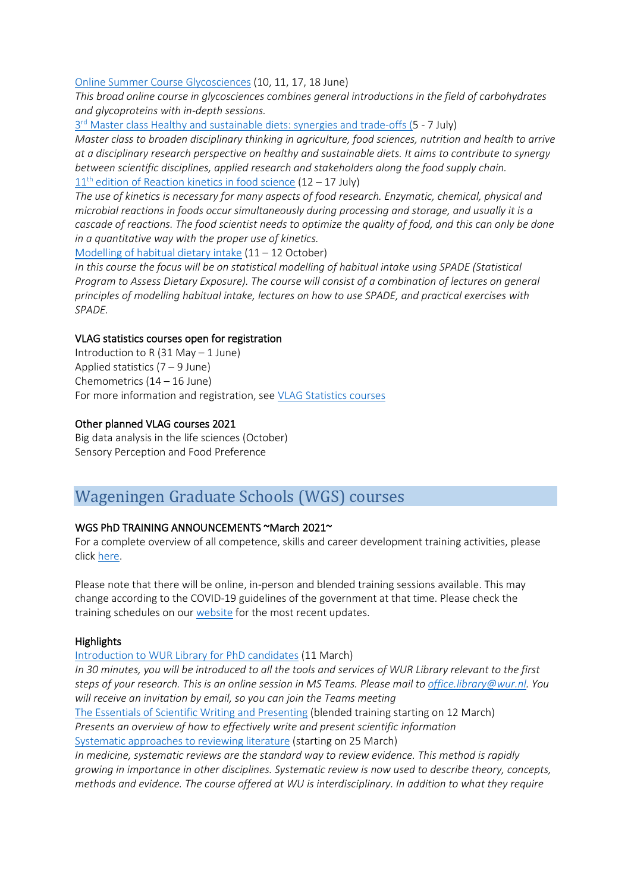Online Summer Course Glycosciences (10, 11, 17, 18 June)
*This broad online course in glycosciences combines general introductions in the field of carbohydrates and glycoproteins with in-depth sessions.*

3rd Master class Healthy and sustainable diets: synergies and trade-offs (5 - 7 July)
*Master class to broaden disciplinary thinking in agriculture, food sciences, nutrition and health to arrive at a disciplinary research perspective on healthy and sustainable diets. It aims to contribute to synergy between scientific disciplines, applied research and stakeholders along the food supply chain.*

11th edition of Reaction kinetics in food science (12 – 17 July)
*The use of kinetics is necessary for many aspects of food research. Enzymatic, chemical, physical and microbial reactions in foods occur simultaneously during processing and storage, and usually it is a cascade of reactions. The food scientist needs to optimize the quality of food, and this can only be done in a quantitative way with the proper use of kinetics.*

Modelling of habitual dietary intake (11 – 12 October)
*In this course the focus will be on statistical modelling of habitual intake using SPADE (Statistical Program to Assess Dietary Exposure). The course will consist of a combination of lectures on general principles of modelling habitual intake, lectures on how to use SPADE, and practical exercises with SPADE.*

### VLAG statistics courses open for registration

Introduction to R (31 May – 1 June)
Applied statistics (7 – 9 June)
Chemometrics (14 – 16 June)
For more information and registration, see VLAG Statistics courses

### Other planned VLAG courses 2021

Big data analysis in the life sciences (October)
Sensory Perception and Food Preference

## Wageningen Graduate Schools (WGS) courses

### WGS PhD TRAINING ANNOUNCEMENTS ~March 2021~

For a complete overview of all competence, skills and career development training activities, please click here.

Please note that there will be online, in-person and blended training sessions available. This may change according to the COVID-19 guidelines of the government at that time. Please check the training schedules on our website for the most recent updates.

### Highlights

Introduction to WUR Library for PhD candidates (11 March)
*In 30 minutes, you will be introduced to all the tools and services of WUR Library relevant to the first steps of your research. This is an online session in MS Teams. Please mail to office.library@wur.nl. You will receive an invitation by email, so you can join the Teams meeting*

The Essentials of Scientific Writing and Presenting (blended training starting on 12 March)
*Presents an overview of how to effectively write and present scientific information*

Systematic approaches to reviewing literature (starting on 25 March)
*In medicine, systematic reviews are the standard way to review evidence. This method is rapidly growing in importance in other disciplines. Systematic review is now used to describe theory, concepts, methods and evidence. The course offered at WU is interdisciplinary. In addition to what they require*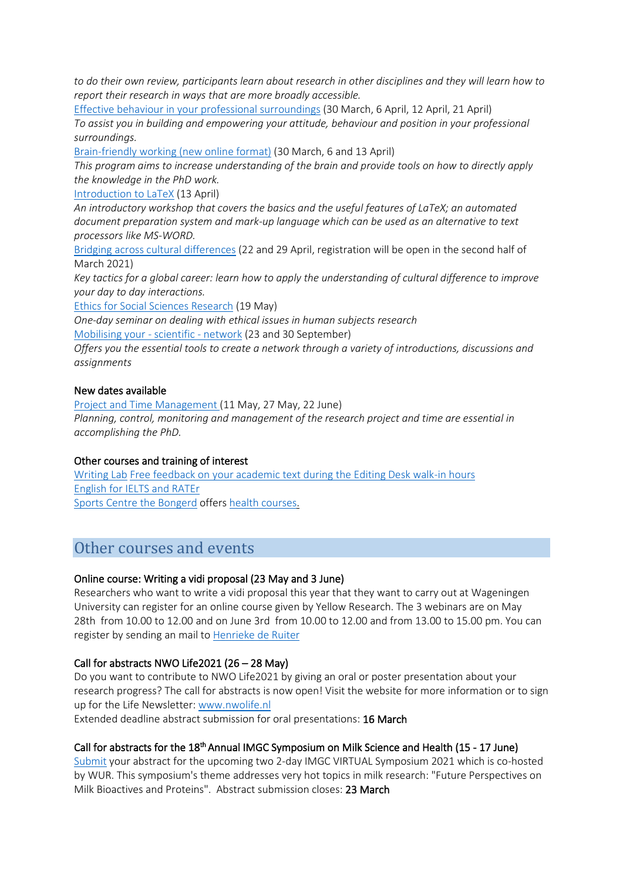*to do their own review, participants learn about research in other disciplines and they will learn how to report their research in ways that are more broadly accessible.*

Effective behaviour in your professional surroundings (30 March, 6 April, 12 April, 21 April)
*To assist you in building and empowering your attitude, behaviour and position in your professional surroundings.*

Brain-friendly working (new online format) (30 March, 6 and 13 April)
*This program aims to increase understanding of the brain and provide tools on how to directly apply the knowledge in the PhD work.*

Introduction to LaTeX (13 April)
*An introductory workshop that covers the basics and the useful features of LaTeX; an automated document preparation system and mark-up language which can be used as an alternative to text processors like MS-WORD.*

Bridging across cultural differences (22 and 29 April, registration will be open in the second half of March 2021)
*Key tactics for a global career: learn how to apply the understanding of cultural difference to improve your day to day interactions.*

Ethics for Social Sciences Research (19 May)
*One-day seminar on dealing with ethical issues in human subjects research*

Mobilising your - scientific - network (23 and 30 September)
*Offers you the essential tools to create a network through a variety of introductions, discussions and assignments*

### New dates available

Project and Time Management (11 May, 27 May, 22 June)
*Planning, control, monitoring and management of the research project and time are essential in accomplishing the PhD.*

### Other courses and training of interest

Writing Lab Free feedback on your academic text during the Editing Desk walk-in hours
English for IELTS and RATEr
Sports Centre the Bongerd offers health courses.

## Other courses and events

### Online course: Writing a vidi proposal (23 May and 3 June)

Researchers who want to write a vidi proposal this year that they want to carry out at Wageningen University can register for an online course given by Yellow Research. The 3 webinars are on May 28th from 10.00 to 12.00 and on June 3rd from 10.00 to 12.00 and from 13.00 to 15.00 pm. You can register by sending an mail to Henrieke de Ruiter

### Call for abstracts NWO Life2021 (26 – 28 May)

Do you want to contribute to NWO Life2021 by giving an oral or poster presentation about your research progress? The call for abstracts is now open! Visit the website for more information or to sign up for the Life Newsletter: www.nwolife.nl
Extended deadline abstract submission for oral presentations: **16 March**

### Call for abstracts for the 18th Annual IMGC Symposium on Milk Science and Health (15 - 17 June)

Submit your abstract for the upcoming two 2-day IMGC VIRTUAL Symposium 2021 which is co-hosted by WUR. This symposium's theme addresses very hot topics in milk research: "Future Perspectives on Milk Bioactives and Proteins". Abstract submission closes: **23 March**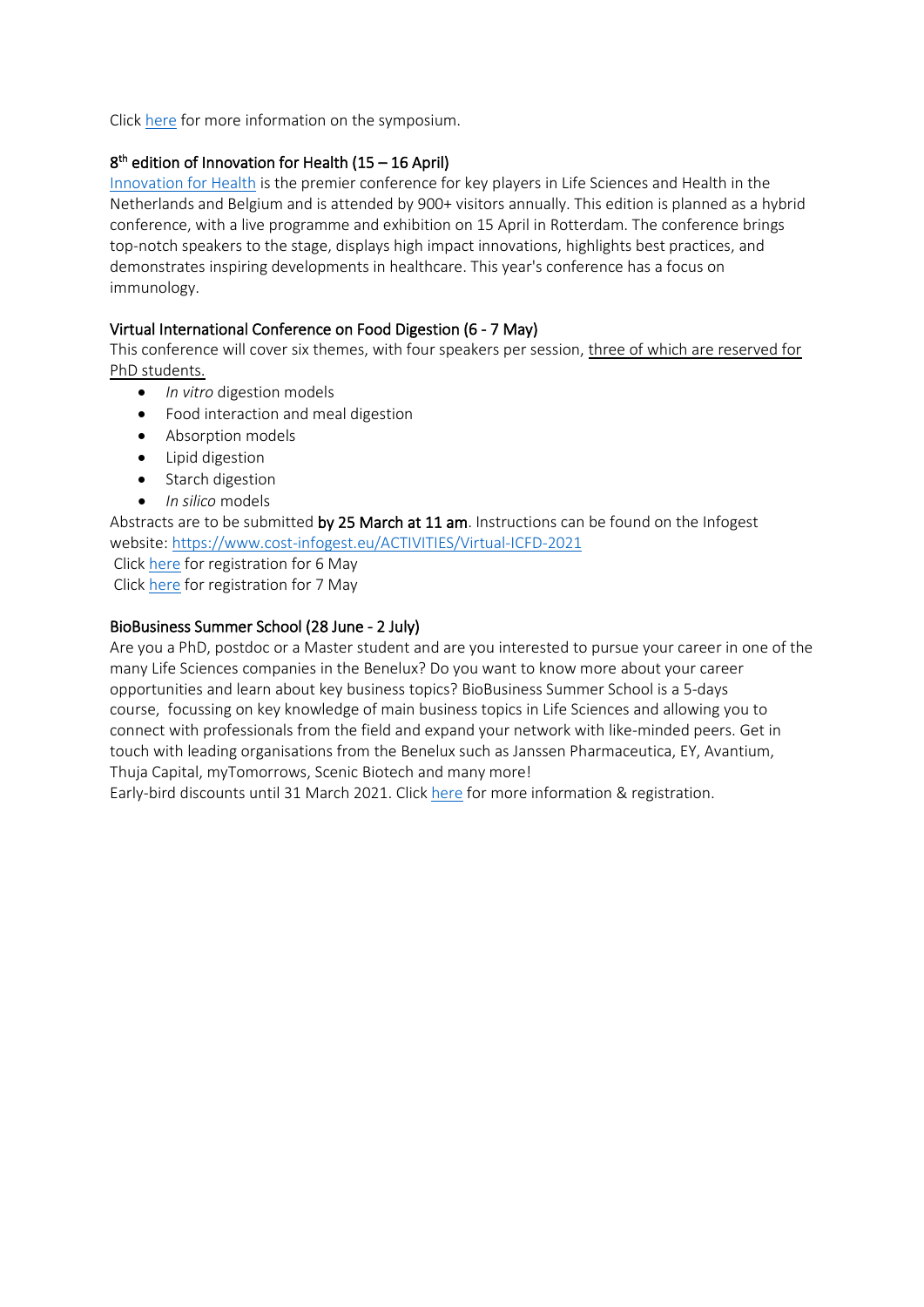Click here for more information on the symposium.

### 8th edition of Innovation for Health (15 – 16 April)

Innovation for Health is the premier conference for key players in Life Sciences and Health in the Netherlands and Belgium and is attended by 900+ visitors annually. This edition is planned as a hybrid conference, with a live programme and exhibition on 15 April in Rotterdam. The conference brings top-notch speakers to the stage, displays high impact innovations, highlights best practices, and demonstrates inspiring developments in healthcare. This year's conference has a focus on immunology.

### Virtual International Conference on Food Digestion (6 - 7 May)

This conference will cover six themes, with four speakers per session, three of which are reserved for PhD students.

- *In vitro* digestion models
- Food interaction and meal digestion
- Absorption models
- Lipid digestion
- Starch digestion
- *In silico* models

Abstracts are to be submitted **by 25 March at 11 am**. Instructions can be found on the Infogest website: https://www.cost-infogest.eu/ACTIVITIES/Virtual-ICFD-2021
Click here for registration for 6 May
Click here for registration for 7 May

### BioBusiness Summer School (28 June - 2 July)

Are you a PhD, postdoc or a Master student and are you interested to pursue your career in one of the many Life Sciences companies in the Benelux? Do you want to know more about your career opportunities and learn about key business topics? BioBusiness Summer School is a 5-days course, focussing on key knowledge of main business topics in Life Sciences and allowing you to connect with professionals from the field and expand your network with like-minded peers. Get in touch with leading organisations from the Benelux such as Janssen Pharmaceutica, EY, Avantium, Thuja Capital, myTomorrows, Scenic Biotech and many more!
Early-bird discounts until 31 March 2021. Click here for more information & registration.